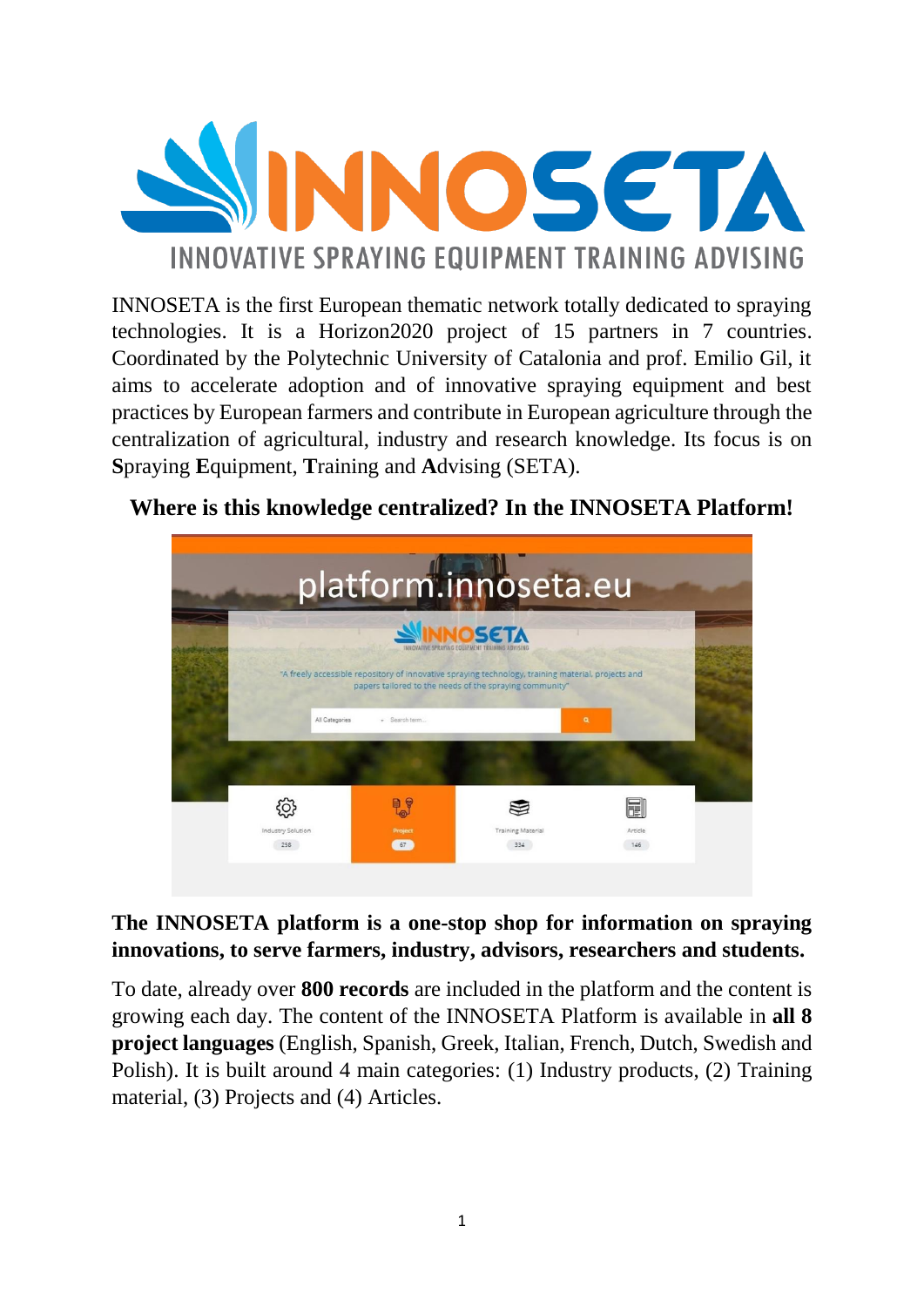# INNOSETA

INNOVATIVE SPRAYING EQUIPMENT TRAINING ADVISING

INNOSETA is the first European thematic network totally dedicated to spraying technologies. It is a Horizon2020 project of 15 partners in 7 countries. Coordinated by the Polytechnic University of Catalonia and prof. Emilio Gil, it aims to accelerate adoption and of innovative spraying equipment and best practices by European farmers and contribute in European agriculture through the centralization of agricultural, industry and research knowledge. Its focus is on **S**praying **E**quipment, **T**raining and **A**dvising (SETA).

**Where is this knowledge centralized? In the INNOSETA Platform!**

**The INNOSETA platform is a one-stop shop for information on spraying innovations, to serve farmers, industry, advisors, researchers and students.**

To date, already over **800 records** are included in the platform and the content is growing each day. The content of the INNOSETA Platform is available in **all 8 project languages** (English, Spanish, Greek, Italian, French, Dutch, Swedish and Polish). It is built around 4 main categories: (1) Industry products, (2) Training material, (3) Projects and (4) Articles.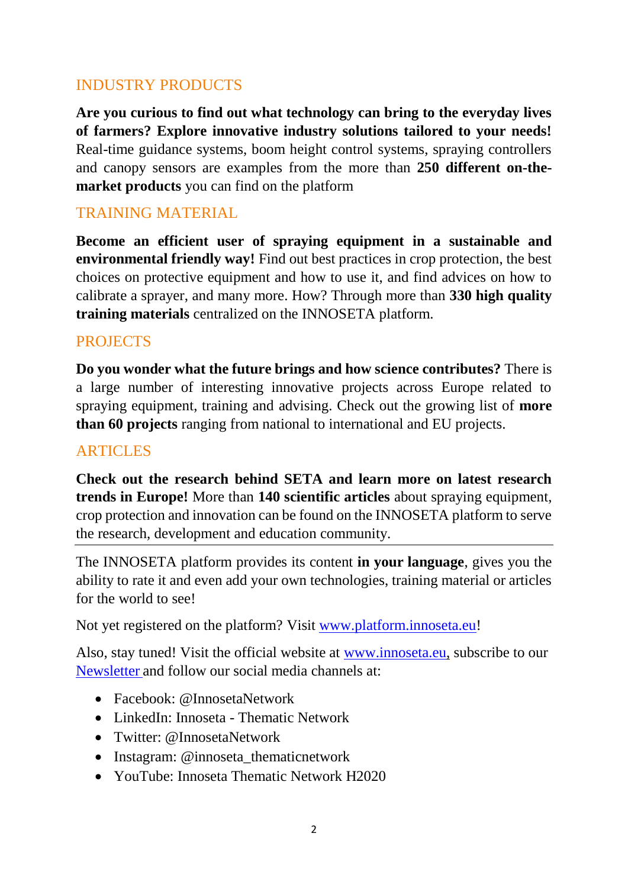## INDUSTRY PRODUCTS

**Are you curious to find out what technology can bring to the everyday lives of farmers? Explore innovative industry solutions tailored to your needs!** Real-time guidance systems, boom height control systems, spraying controllers and canopy sensors are examples from the more than **250 different on-the-market products** you can find on the platform

## TRAINING MATERIAL

**Become an efficient user of spraying equipment in a sustainable and environmental friendly way!** Find out best practices in crop protection, the best choices on protective equipment and how to use it, and find advices on how to calibrate a sprayer, and many more. How? Through more than **330 high quality training materials** centralized on the INNOSETA platform.

## PROJECTS

**Do you wonder what the future brings and how science contributes?** There is a large number of interesting innovative projects across Europe related to spraying equipment, training and advising. Check out the growing list of **more than 60 projects** ranging from national to international and EU projects.

## ARTICLES

**Check out the research behind SETA and learn more on latest research trends in Europe!** More than **140 scientific articles** about spraying equipment, crop protection and innovation can be found on the INNOSETA platform to serve the research, development and education community.

---

The INNOSETA platform provides its content **in your language**, gives you the ability to rate it and even add your own technologies, training material or articles for the world to see!

Not yet registered on the platform? Visit [www.platform.innoseta.eu](www.platform.innoseta.eu)!

Also, stay tuned! Visit the official website at [www.innoseta.eu,](www.innoseta.eu) subscribe to our [Newsletter](#) and follow our social media channels at:

- Facebook: @InnosetaNetwork
- LinkedIn: Innoseta - Thematic Network
- Twitter: @InnosetaNetwork
- Instagram: @innoseta_thematicnetwork
- YouTube: Innoseta Thematic Network H2020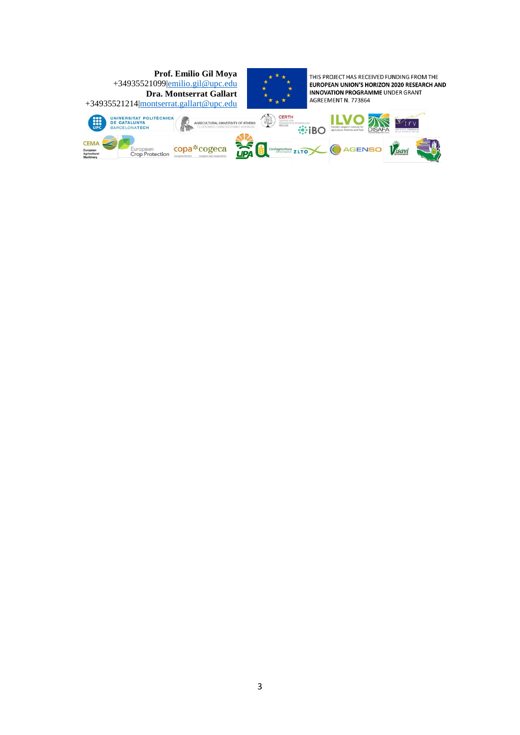**Prof. Emilio Gil Moya**
+34935521099|emilio.gil@upc.edu
**Dra. Montserrat Gallart**
+34935521214|montserrat.gallart@upc.edu

THIS PROJECT HAS RECEIVED FUNDING FROM THE **EUROPEAN UNION'S HORIZON 2020 RESEARCH AND INNOVATION PROGRAMME** UNDER GRANT AGREEMENT N. 773864